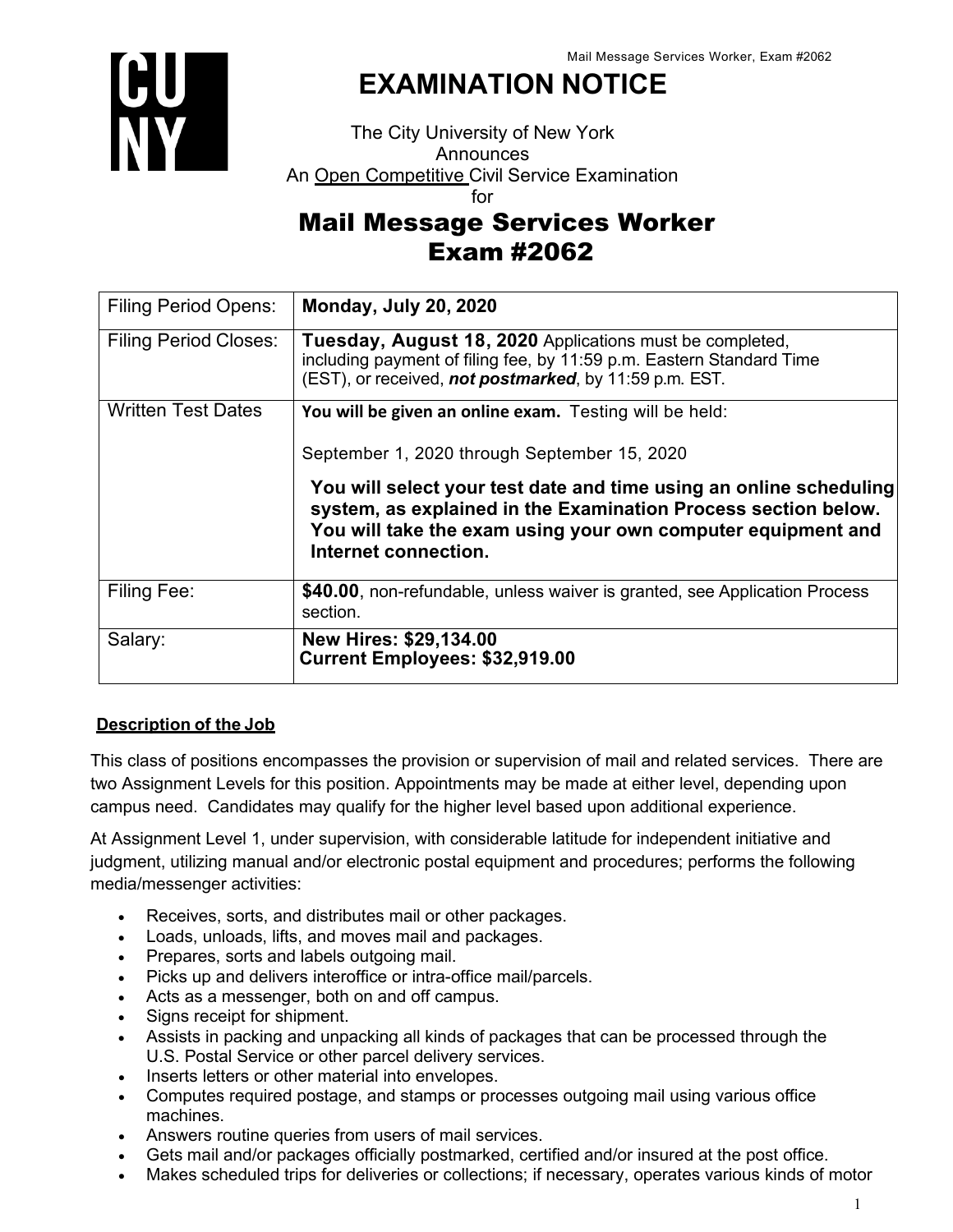# EXAMINATION NOTICE

The City University of New York
Announces
An Open Competitive Civil Service Examination
for

# Mail Message Services Worker
# Exam #2062

| | |
|---|---|
| Filing Period Opens: | **Monday, July 20, 2020** |
| Filing Period Closes: | **Tuesday, August 18, 2020** Applications must be completed, including payment of filing fee, by 11:59 p.m. Eastern Standard Time (EST), or received, ***not postmarked***, by 11:59 p.m. EST. |
| Written Test Dates | **You will be given an online exam.** Testing will be held: September 1, 2020 through September 15, 2020 **You will select your test date and time using an online scheduling system, as explained in the Examination Process section below. You will take the exam using your own computer equipment and Internet connection.** |
| Filing Fee: | **$40.00**, non-refundable, unless waiver is granted, see Application Process section. |
| Salary: | **New Hires: $29,134.00** **Current Employees: $32,919.00** |

**Description of the Job**

This class of positions encompasses the provision or supervision of mail and related services. There are two Assignment Levels for this position. Appointments may be made at either level, depending upon campus need. Candidates may qualify for the higher level based upon additional experience.

At Assignment Level 1, under supervision, with considerable latitude for independent initiative and judgment, utilizing manual and/or electronic postal equipment and procedures; performs the following media/messenger activities:

- Receives, sorts, and distributes mail or other packages.
- Loads, unloads, lifts, and moves mail and packages.
- Prepares, sorts and labels outgoing mail.
- Picks up and delivers interoffice or intra-office mail/parcels.
- Acts as a messenger, both on and off campus.
- Signs receipt for shipment.
- Assists in packing and unpacking all kinds of packages that can be processed through the U.S. Postal Service or other parcel delivery services.
- Inserts letters or other material into envelopes.
- Computes required postage, and stamps or processes outgoing mail using various office machines.
- Answers routine queries from users of mail services.
- Gets mail and/or packages officially postmarked, certified and/or insured at the post office.
- Makes scheduled trips for deliveries or collections; if necessary, operates various kinds of motor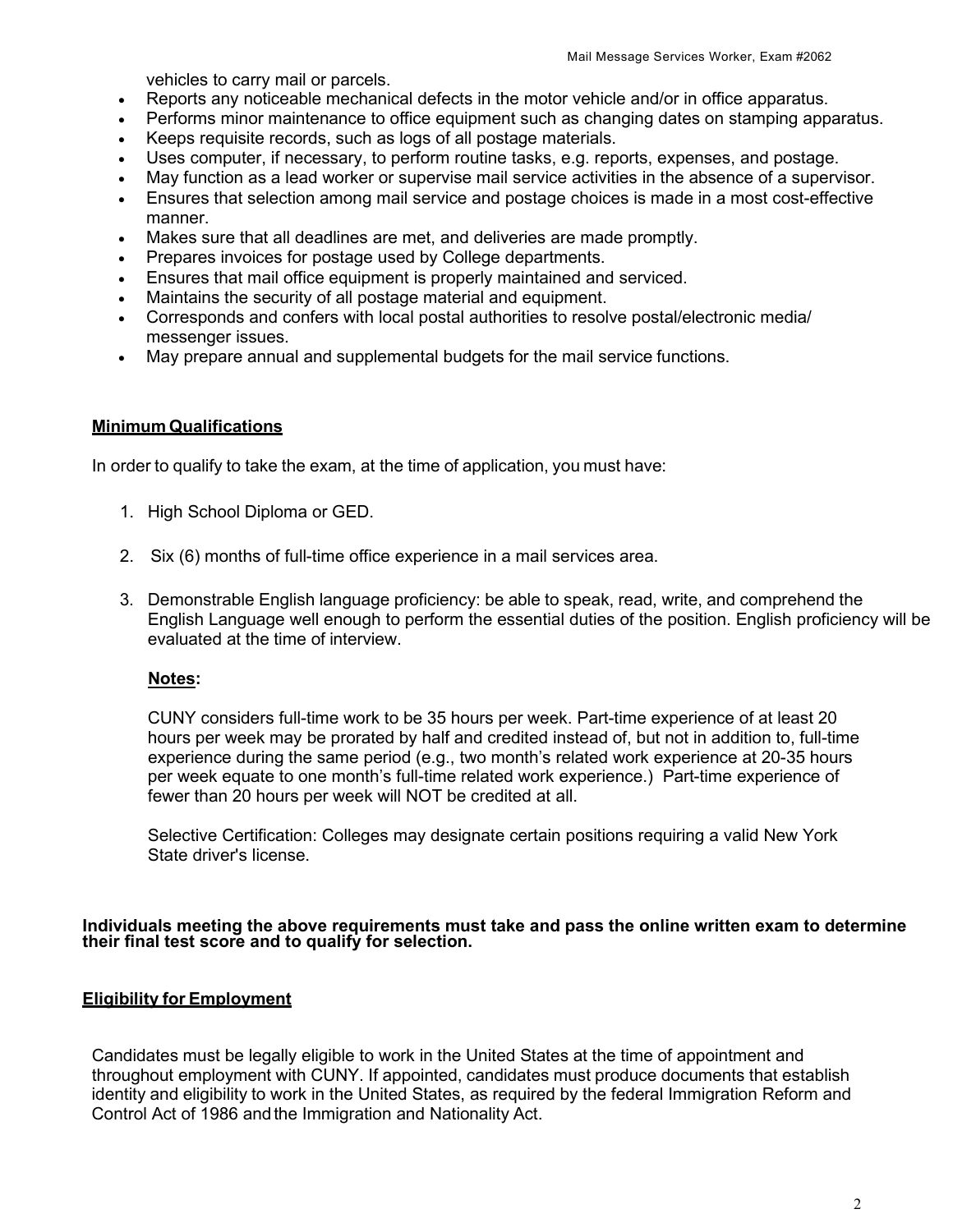vehicles to carry mail or parcels.

- Reports any noticeable mechanical defects in the motor vehicle and/or in office apparatus.
- Performs minor maintenance to office equipment such as changing dates on stamping apparatus.
- Keeps requisite records, such as logs of all postage materials.
- Uses computer, if necessary, to perform routine tasks, e.g. reports, expenses, and postage.
- May function as a lead worker or supervise mail service activities in the absence of a supervisor.
- Ensures that selection among mail service and postage choices is made in a most cost-effective manner.
- Makes sure that all deadlines are met, and deliveries are made promptly.
- Prepares invoices for postage used by College departments.
- Ensures that mail office equipment is properly maintained and serviced.
- Maintains the security of all postage material and equipment.
- Corresponds and confers with local postal authorities to resolve postal/electronic media/ messenger issues.
- May prepare annual and supplemental budgets for the mail service functions.

## Minimum Qualifications

In order to qualify to take the exam, at the time of application, you must have:

1. High School Diploma or GED.
2. Six (6) months of full-time office experience in a mail services area.
3. Demonstrable English language proficiency: be able to speak, read, write, and comprehend the English Language well enough to perform the essential duties of the position. English proficiency will be evaluated at the time of interview.

**Notes:**

CUNY considers full-time work to be 35 hours per week. Part-time experience of at least 20 hours per week may be prorated by half and credited instead of, but not in addition to, full-time experience during the same period (e.g., two month's related work experience at 20-35 hours per week equate to one month's full-time related work experience.) Part-time experience of fewer than 20 hours per week will NOT be credited at all.

Selective Certification: Colleges may designate certain positions requiring a valid New York State driver's license.

**Individuals meeting the above requirements must take and pass the online written exam to determine their final test score and to qualify for selection.**

## Eligibility for Employment

Candidates must be legally eligible to work in the United States at the time of appointment and throughout employment with CUNY. If appointed, candidates must produce documents that establish identity and eligibility to work in the United States, as required by the federal Immigration Reform and Control Act of 1986 and the Immigration and Nationality Act.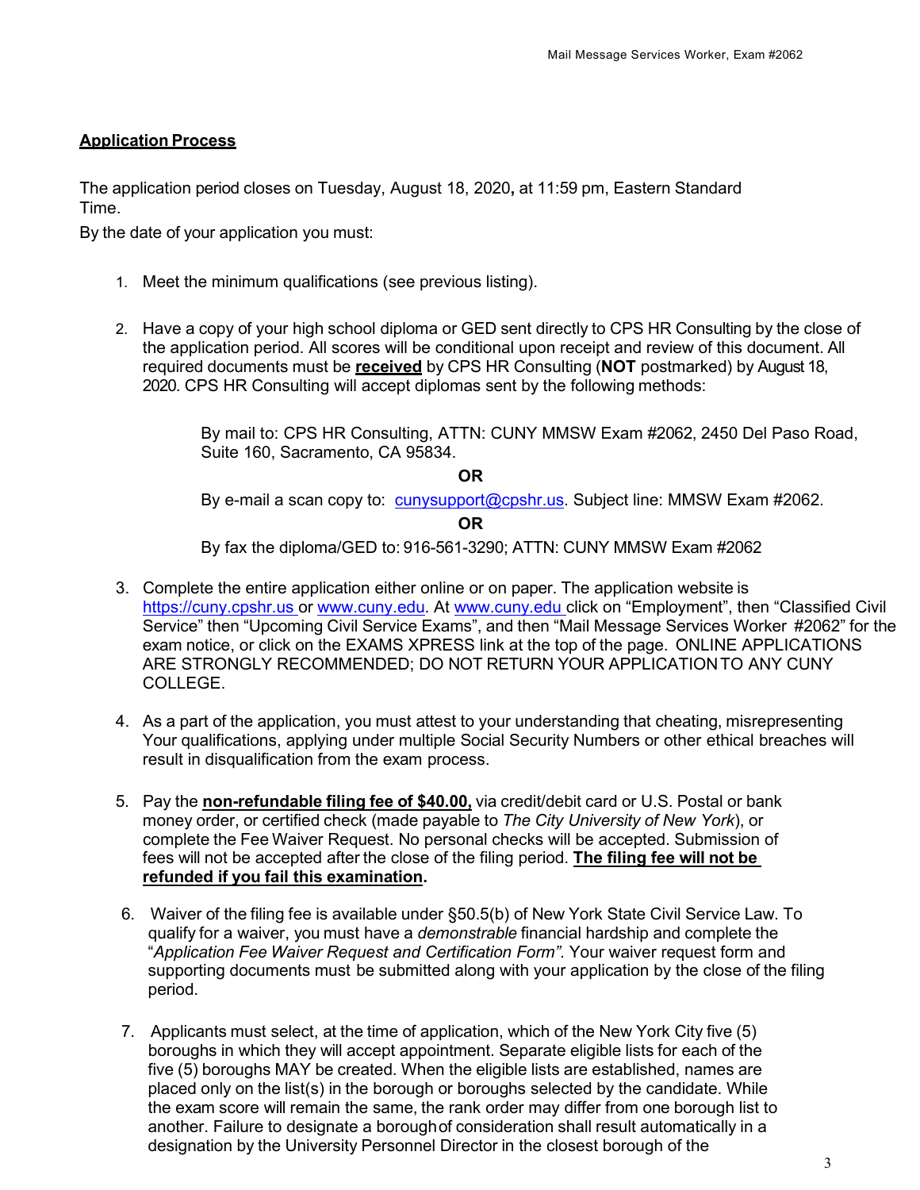## Application Process

The application period closes on Tuesday, August 18, 2020**,** at 11:59 pm, Eastern Standard Time.

By the date of your application you must:

1. Meet the minimum qualifications (see previous listing).

2. Have a copy of your high school diploma or GED sent directly to CPS HR Consulting by the close of the application period. All scores will be conditional upon receipt and review of this document. All required documents must be **received** by CPS HR Consulting (**NOT** postmarked) by August 18, 2020. CPS HR Consulting will accept diplomas sent by the following methods:

   By mail to: CPS HR Consulting, ATTN: CUNY MMSW Exam #2062, 2450 Del Paso Road, Suite 160, Sacramento, CA 95834.

   **OR**

   By e-mail a scan copy to: cunysupport@cpshr.us. Subject line: MMSW Exam #2062.

   **OR**

   By fax the diploma/GED to: 916-561-3290; ATTN: CUNY MMSW Exam #2062

3. Complete the entire application either online or on paper. The application website is https://cuny.cpshr.us or www.cuny.edu. At www.cuny.edu click on "Employment", then "Classified Civil Service" then "Upcoming Civil Service Exams", and then "Mail Message Services Worker #2062" for the exam notice, or click on the EXAMS XPRESS link at the top of the page. ONLINE APPLICATIONS ARE STRONGLY RECOMMENDED; DO NOT RETURN YOUR APPLICATION TO ANY CUNY COLLEGE.

4. As a part of the application, you must attest to your understanding that cheating, misrepresenting Your qualifications, applying under multiple Social Security Numbers or other ethical breaches will result in disqualification from the exam process.

5. Pay the **non-refundable filing fee of $40.00,** via credit/debit card or U.S. Postal or bank money order, or certified check (made payable to *The City University of New York*), or complete the Fee Waiver Request. No personal checks will be accepted. Submission of fees will not be accepted after the close of the filing period. **The filing fee will not be refunded if you fail this examination.**

6. Waiver of the filing fee is available under §50.5(b) of New York State Civil Service Law. To qualify for a waiver, you must have a *demonstrable* financial hardship and complete the "*Application Fee Waiver Request and Certification Form"*. Your waiver request form and supporting documents must be submitted along with your application by the close of the filing period.

7. Applicants must select, at the time of application, which of the New York City five (5) boroughs in which they will accept appointment. Separate eligible lists for each of the five (5) boroughs MAY be created. When the eligible lists are established, names are placed only on the list(s) in the borough or boroughs selected by the candidate. While the exam score will remain the same, the rank order may differ from one borough list to another. Failure to designate a borough of consideration shall result automatically in a designation by the University Personnel Director in the closest borough of the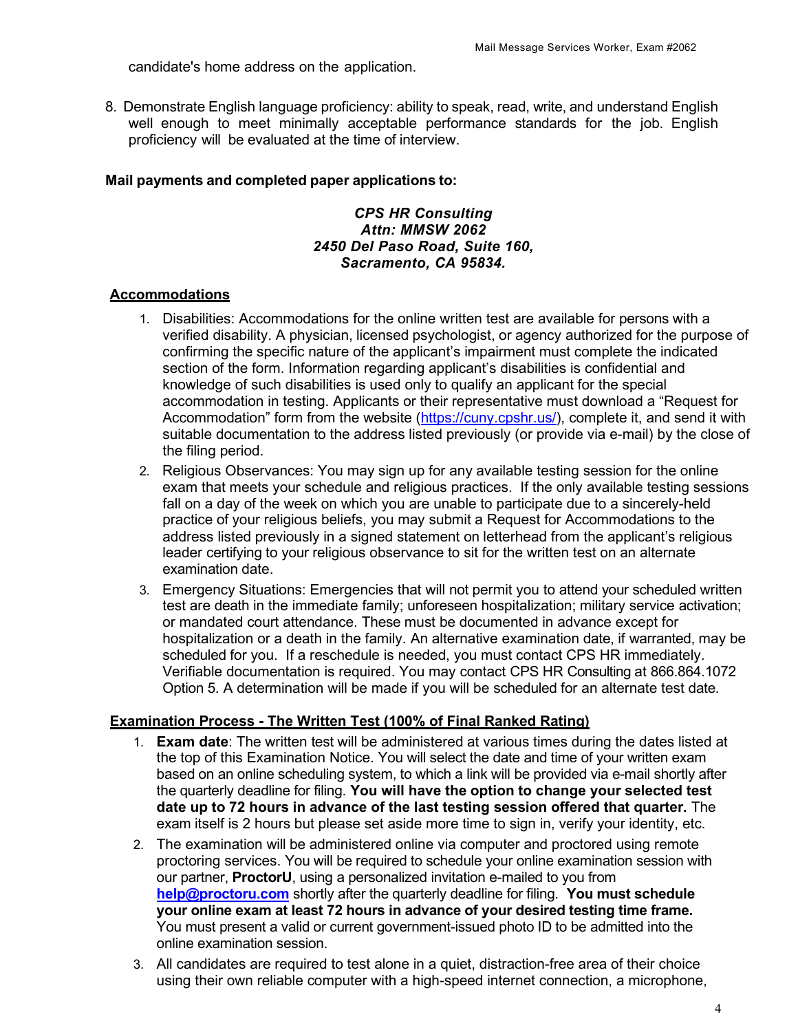candidate's home address on the application.

8. Demonstrate English language proficiency: ability to speak, read, write, and understand English well enough to meet minimally acceptable performance standards for the job. English proficiency will be evaluated at the time of interview.

**Mail payments and completed paper applications to:**

***CPS HR Consulting***
***Attn: MMSW 2062***
***2450 Del Paso Road, Suite 160,***
***Sacramento, CA 95834.***

## Accommodations

1. Disabilities: Accommodations for the online written test are available for persons with a verified disability. A physician, licensed psychologist, or agency authorized for the purpose of confirming the specific nature of the applicant's impairment must complete the indicated section of the form. Information regarding applicant's disabilities is confidential and knowledge of such disabilities is used only to qualify an applicant for the special accommodation in testing. Applicants or their representative must download a "Request for Accommodation" form from the website (https://cuny.cpshr.us/), complete it, and send it with suitable documentation to the address listed previously (or provide via e-mail) by the close of the filing period.
2. Religious Observances: You may sign up for any available testing session for the online exam that meets your schedule and religious practices. If the only available testing sessions fall on a day of the week on which you are unable to participate due to a sincerely-held practice of your religious beliefs, you may submit a Request for Accommodations to the address listed previously in a signed statement on letterhead from the applicant's religious leader certifying to your religious observance to sit for the written test on an alternate examination date.
3. Emergency Situations: Emergencies that will not permit you to attend your scheduled written test are death in the immediate family; unforeseen hospitalization; military service activation; or mandated court attendance. These must be documented in advance except for hospitalization or a death in the family. An alternative examination date, if warranted, may be scheduled for you. If a reschedule is needed, you must contact CPS HR immediately. Verifiable documentation is required. You may contact CPS HR Consulting at 866.864.1072 Option 5. A determination will be made if you will be scheduled for an alternate test date.

## Examination Process - The Written Test (100% of Final Ranked Rating)

1. **Exam date**: The written test will be administered at various times during the dates listed at the top of this Examination Notice. You will select the date and time of your written exam based on an online scheduling system, to which a link will be provided via e-mail shortly after the quarterly deadline for filing. **You will have the option to change your selected test date up to 72 hours in advance of the last testing session offered that quarter.** The exam itself is 2 hours but please set aside more time to sign in, verify your identity, etc.
2. The examination will be administered online via computer and proctored using remote proctoring services. You will be required to schedule your online examination session with our partner, **ProctorU**, using a personalized invitation e-mailed to you from **help@proctoru.com** shortly after the quarterly deadline for filing. **You must schedule your online exam at least 72 hours in advance of your desired testing time frame.** You must present a valid or current government-issued photo ID to be admitted into the online examination session.
3. All candidates are required to test alone in a quiet, distraction-free area of their choice using their own reliable computer with a high-speed internet connection, a microphone,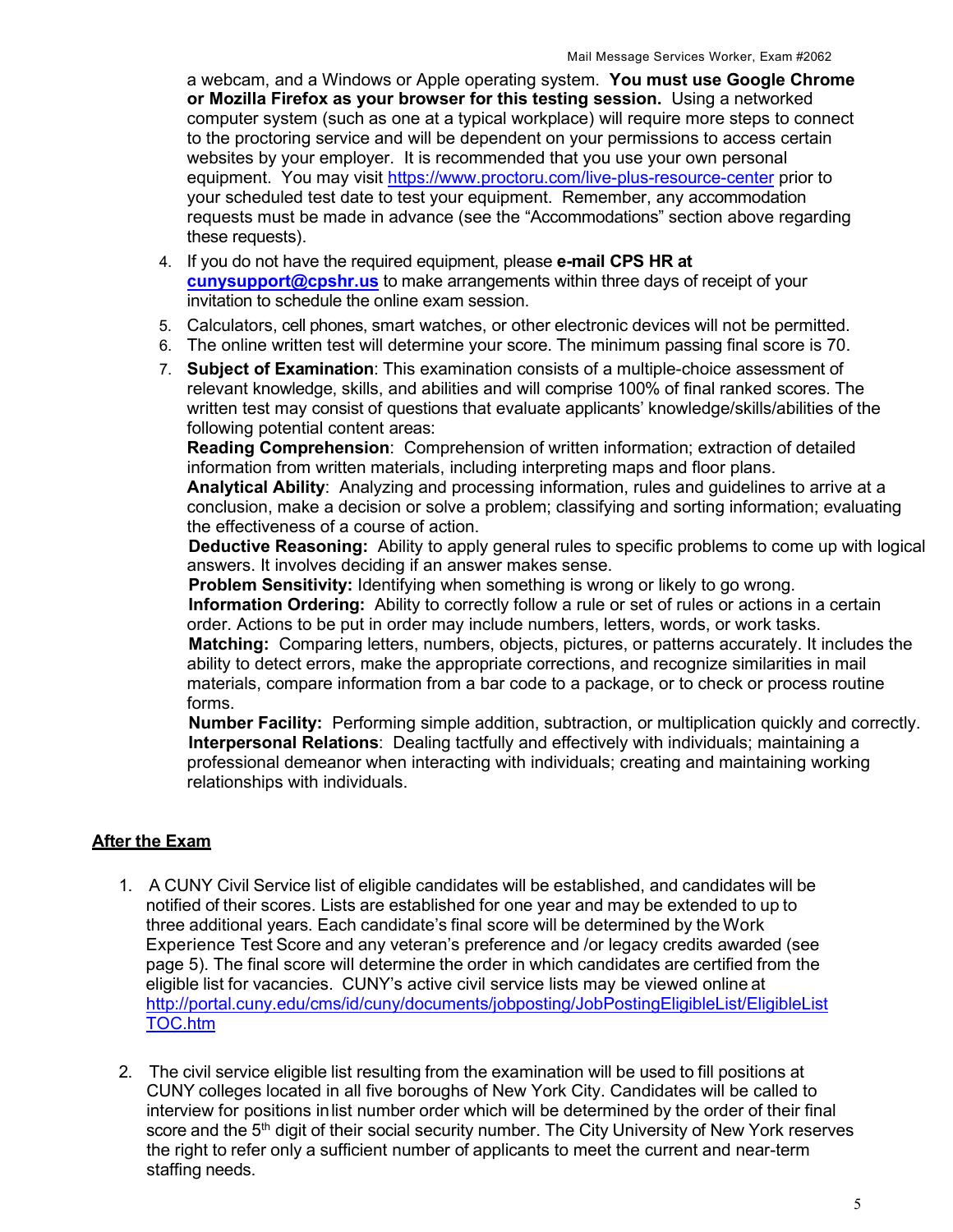a webcam, and a Windows or Apple operating system. **You must use Google Chrome or Mozilla Firefox as your browser for this testing session.** Using a networked computer system (such as one at a typical workplace) will require more steps to connect to the proctoring service and will be dependent on your permissions to access certain websites by your employer. It is recommended that you use your own personal equipment. You may visit https://www.proctoru.com/live-plus-resource-center prior to your scheduled test date to test your equipment. Remember, any accommodation requests must be made in advance (see the "Accommodations" section above regarding these requests).

4. If you do not have the required equipment, please **e-mail CPS HR at cunysupport@cpshr.us** to make arrangements within three days of receipt of your invitation to schedule the online exam session.
5. Calculators, cell phones, smart watches, or other electronic devices will not be permitted.
6. The online written test will determine your score. The minimum passing final score is 70.
7. **Subject of Examination**: This examination consists of a multiple-choice assessment of relevant knowledge, skills, and abilities and will comprise 100% of final ranked scores. The written test may consist of questions that evaluate applicants' knowledge/skills/abilities of the following potential content areas:
   **Reading Comprehension**: Comprehension of written information; extraction of detailed information from written materials, including interpreting maps and floor plans.
   **Analytical Ability**: Analyzing and processing information, rules and guidelines to arrive at a conclusion, make a decision or solve a problem; classifying and sorting information; evaluating the effectiveness of a course of action.
   **Deductive Reasoning:** Ability to apply general rules to specific problems to come up with logical answers. It involves deciding if an answer makes sense.
   **Problem Sensitivity:** Identifying when something is wrong or likely to go wrong.
   **Information Ordering:** Ability to correctly follow a rule or set of rules or actions in a certain order. Actions to be put in order may include numbers, letters, words, or work tasks.
   **Matching:** Comparing letters, numbers, objects, pictures, or patterns accurately. It includes the ability to detect errors, make the appropriate corrections, and recognize similarities in mail materials, compare information from a bar code to a package, or to check or process routine forms.
   **Number Facility:** Performing simple addition, subtraction, or multiplication quickly and correctly.
   **Interpersonal Relations**: Dealing tactfully and effectively with individuals; maintaining a professional demeanor when interacting with individuals; creating and maintaining working relationships with individuals.

## After the Exam

1. A CUNY Civil Service list of eligible candidates will be established, and candidates will be notified of their scores. Lists are established for one year and may be extended to up to three additional years. Each candidate's final score will be determined by the Work Experience Test Score and any veteran's preference and /or legacy credits awarded (see page 5). The final score will determine the order in which candidates are certified from the eligible list for vacancies. CUNY's active civil service lists may be viewed online at http://portal.cuny.edu/cms/id/cuny/documents/jobposting/JobPostingEligibleList/EligibleListTOC.htm

2. The civil service eligible list resulting from the examination will be used to fill positions at CUNY colleges located in all five boroughs of New York City. Candidates will be called to interview for positions in list number order which will be determined by the order of their final score and the 5th digit of their social security number. The City University of New York reserves the right to refer only a sufficient number of applicants to meet the current and near-term staffing needs.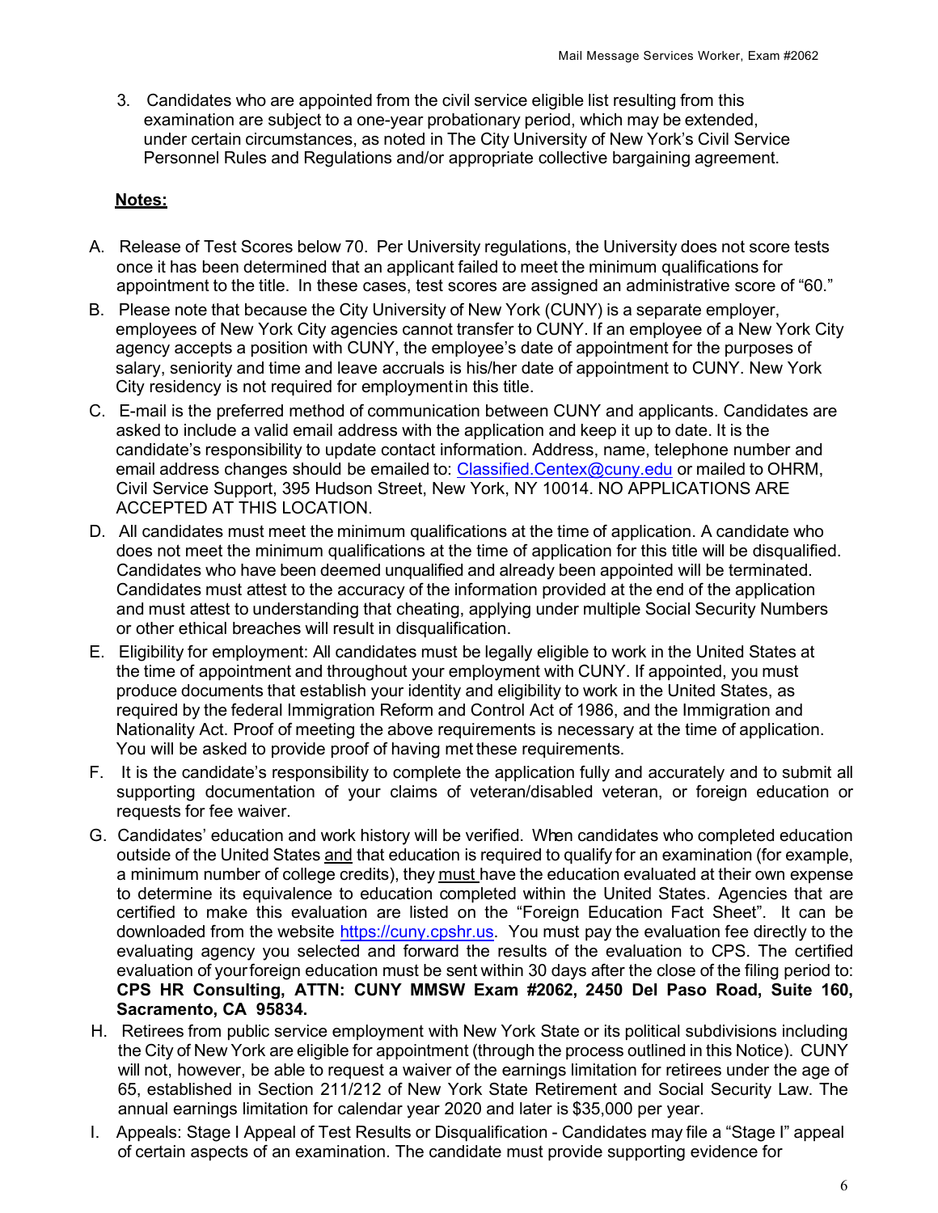3. Candidates who are appointed from the civil service eligible list resulting from this examination are subject to a one-year probationary period, which may be extended, under certain circumstances, as noted in The City University of New York's Civil Service Personnel Rules and Regulations and/or appropriate collective bargaining agreement.

**Notes:**

A. Release of Test Scores below 70. Per University regulations, the University does not score tests once it has been determined that an applicant failed to meet the minimum qualifications for appointment to the title. In these cases, test scores are assigned an administrative score of "60."

B. Please note that because the City University of New York (CUNY) is a separate employer, employees of New York City agencies cannot transfer to CUNY. If an employee of a New York City agency accepts a position with CUNY, the employee's date of appointment for the purposes of salary, seniority and time and leave accruals is his/her date of appointment to CUNY. New York City residency is not required for employment in this title.

C. E-mail is the preferred method of communication between CUNY and applicants. Candidates are asked to include a valid email address with the application and keep it up to date. It is the candidate's responsibility to update contact information. Address, name, telephone number and email address changes should be emailed to: Classified.Centex@cuny.edu or mailed to OHRM, Civil Service Support, 395 Hudson Street, New York, NY 10014. NO APPLICATIONS ARE ACCEPTED AT THIS LOCATION.

D. All candidates must meet the minimum qualifications at the time of application. A candidate who does not meet the minimum qualifications at the time of application for this title will be disqualified. Candidates who have been deemed unqualified and already been appointed will be terminated. Candidates must attest to the accuracy of the information provided at the end of the application and must attest to understanding that cheating, applying under multiple Social Security Numbers or other ethical breaches will result in disqualification.

E. Eligibility for employment: All candidates must be legally eligible to work in the United States at the time of appointment and throughout your employment with CUNY. If appointed, you must produce documents that establish your identity and eligibility to work in the United States, as required by the federal Immigration Reform and Control Act of 1986, and the Immigration and Nationality Act. Proof of meeting the above requirements is necessary at the time of application. You will be asked to provide proof of having met these requirements.

F. It is the candidate's responsibility to complete the application fully and accurately and to submit all supporting documentation of your claims of veteran/disabled veteran, or foreign education or requests for fee waiver.

G. Candidates' education and work history will be verified. When candidates who completed education outside of the United States and that education is required to qualify for an examination (for example, a minimum number of college credits), they must have the education evaluated at their own expense to determine its equivalence to education completed within the United States. Agencies that are certified to make this evaluation are listed on the "Foreign Education Fact Sheet". It can be downloaded from the website https://cuny.cpshr.us. You must pay the evaluation fee directly to the evaluating agency you selected and forward the results of the evaluation to CPS. The certified evaluation of your foreign education must be sent within 30 days after the close of the filing period to: **CPS HR Consulting, ATTN: CUNY MMSW Exam #2062, 2450 Del Paso Road, Suite 160, Sacramento, CA 95834.**

H. Retirees from public service employment with New York State or its political subdivisions including the City of New York are eligible for appointment (through the process outlined in this Notice). CUNY will not, however, be able to request a waiver of the earnings limitation for retirees under the age of 65, established in Section 211/212 of New York State Retirement and Social Security Law. The annual earnings limitation for calendar year 2020 and later is $35,000 per year.

I. Appeals: Stage I Appeal of Test Results or Disqualification - Candidates may file a "Stage I" appeal of certain aspects of an examination. The candidate must provide supporting evidence for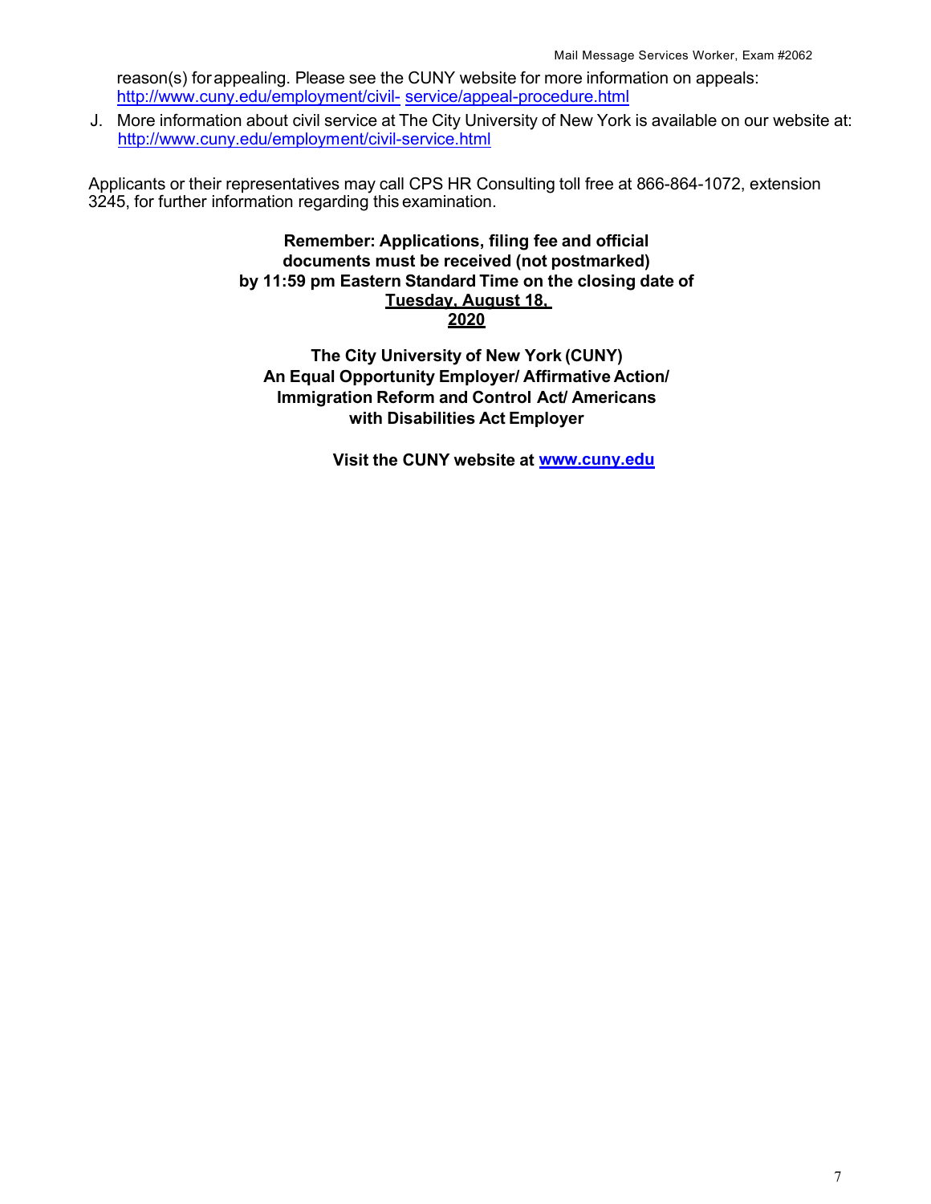reason(s) for appealing. Please see the CUNY website for more information on appeals: http://www.cuny.edu/employment/civil- service/appeal-procedure.html

J. More information about civil service at The City University of New York is available on our website at: http://www.cuny.edu/employment/civil-service.html

Applicants or their representatives may call CPS HR Consulting toll free at 866-864-1072, extension 3245, for further information regarding this examination.

**Remember: Applications, filing fee and official documents must be received (not postmarked) by 11:59 pm Eastern Standard Time on the closing date of Tuesday, August 18, 2020**

**The City University of New York (CUNY)**
**An Equal Opportunity Employer/ Affirmative Action/ Immigration Reform and Control Act/ Americans with Disabilities Act Employer**

**Visit the CUNY website at www.cuny.edu**